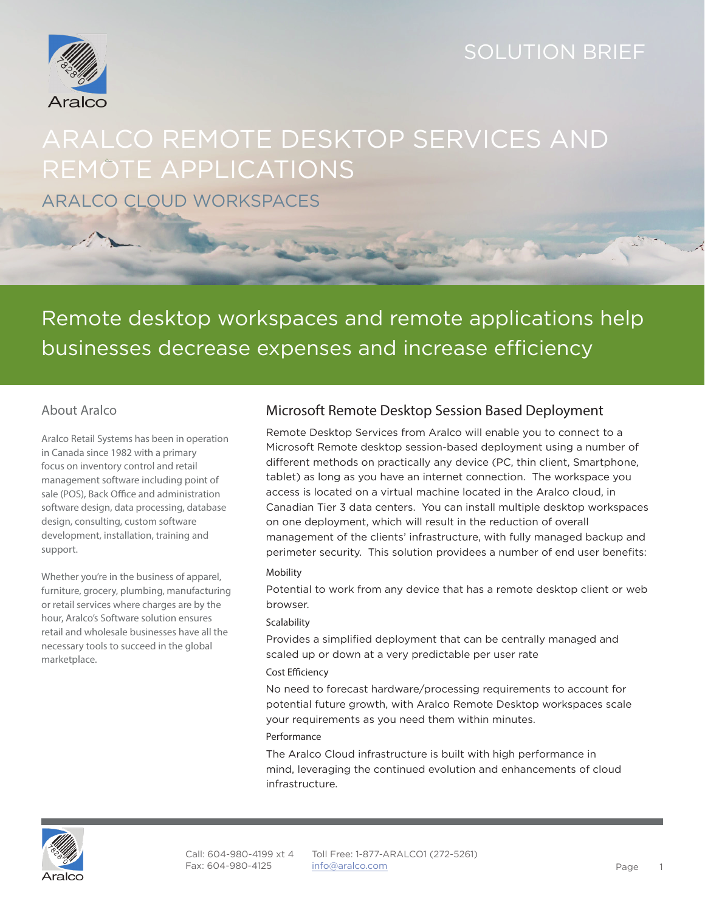SOLUTION BRIEF

# ARALCO REMOTE DESKTOP SERVICES AND REMOTE APPLICATIONS

## ARALCO CLOUD WORKSPACES

Remote desktop workspaces and remote applications help businesses decrease expenses and increase efficiency

### About Aralco

Aralco Retail Systems has been in operation in Canada since 1982 with a primary focus on inventory control and retail management software including point of sale (POS), Back Office and administration software design, data processing, database design, consulting, custom software development, installation, training and support.

Whether you're in the business of apparel, furniture, grocery, plumbing, manufacturing or retail services where charges are by the hour, Aralco's Software solution ensures retail and wholesale businesses have all the necessary tools to succeed in the global marketplace.

### Microsoft Remote Desktop Session Based Deployment

Remote Desktop Services from Aralco will enable you to connect to a Microsoft Remote desktop session-based deployment using a number of different methods on practically any device (PC, thin client, Smartphone, tablet) as long as you have an internet connection. The workspace you access is located on a virtual machine located in the Aralco cloud, in Canadian Tier 3 data centers. You can install multiple desktop workspaces on one deployment, which will result in the reduction of overall management of the clients' infrastructure, with fully managed backup and perimeter security. This solution providees a number of end user benefits:

#### Mobility

Potential to work from any device that has a remote desktop client or web browser.

#### Scalability

Provides a simplified deployment that can be centrally managed and scaled up or down at a very predictable per user rate

#### Cost Efficiency

No need to forecast hardware/processing requirements to account for potential future growth, with Aralco Remote Desktop workspaces scale your requirements as you need them within minutes.

#### Performance

The Aralco Cloud infrastructure is built with high performance in mind, leveraging the continued evolution and enhancements of cloud infrastructure.

Call: 604-980-4199 xt 4
Fax: 604-980-4125

Toll Free: 1-877-ARALCO1 (272-5261)
info@aralco.com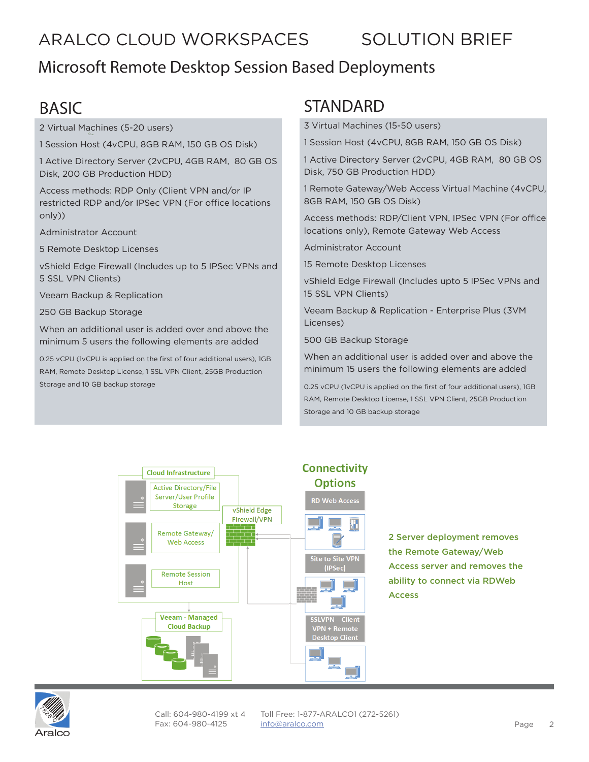# ARALCO CLOUD WORKSPACES SOLUTION BRIEF

## Microsoft Remote Desktop Session Based Deployments

### BASIC

2 Virtual Machines (5-20 users)

1 Session Host (4vCPU, 8GB RAM, 150 GB OS Disk)

1 Active Directory Server (2vCPU, 4GB RAM, 80 GB OS Disk, 200 GB Production HDD)

Access methods: RDP Only (Client VPN and/or IP restricted RDP and/or IPSec VPN (For office locations only))

Administrator Account

5 Remote Desktop Licenses

vShield Edge Firewall (Includes up to 5 IPSec VPNs and 5 SSL VPN Clients)

Veeam Backup & Replication

250 GB Backup Storage

When an additional user is added over and above the minimum 5 users the following elements are added

0.25 vCPU (1vCPU is applied on the first of four additional users), 1GB RAM, Remote Desktop License, 1 SSL VPN Client, 25GB Production Storage and 10 GB backup storage

### STANDARD

3 Virtual Machines (15-50 users)

1 Session Host (4vCPU, 8GB RAM, 150 GB OS Disk)

1 Active Directory Server (2vCPU, 4GB RAM, 80 GB OS Disk, 750 GB Production HDD)

1 Remote Gateway/Web Access Virtual Machine (4vCPU, 8GB RAM, 150 GB OS Disk)

Access methods: RDP/Client VPN, IPSec VPN (For office locations only), Remote Gateway Web Access

Administrator Account

15 Remote Desktop Licenses

vShield Edge Firewall (Includes upto 5 IPSec VPNs and 15 SSL VPN Clients)

Veeam Backup & Replication - Enterprise Plus (3VM Licenses)

500 GB Backup Storage

When an additional user is added over and above the minimum 15 users the following elements are added

0.25 vCPU (1vCPU is applied on the first of four additional users), 1GB RAM, Remote Desktop License, 1 SSL VPN Client, 25GB Production Storage and 10 GB backup storage

Cloud Infrastructure: Active Directory/File Server/User Profile Storage; Remote Gateway/Web Access; Remote Session Host

vShield Edge Firewall/VPN

Veeam - Managed Cloud Backup

**Connectivity Options**

- RD Web Access
- Site to Site VPN (IPSec)
- SSLVPN – Client VPN + Remote Desktop Client

2 Server deployment removes the Remote Gateway/Web Access server and removes the ability to connect via RDWeb Access

Call: 604-980-4199 xt 4
Fax: 604-980-4125
Toll Free: 1-877-ARALCO1 (272-5261)
info@aralco.com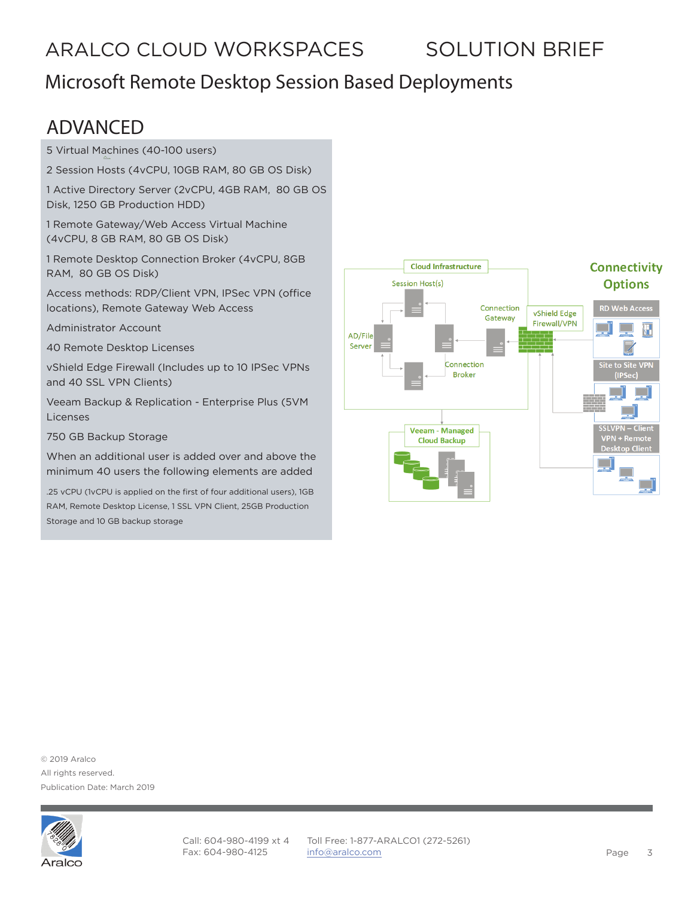# ARALCO CLOUD WORKSPACES SOLUTION BRIEF

## Microsoft Remote Desktop Session Based Deployments

## ADVANCED

5 Virtual Machines (40-100 users)

2 Session Hosts (4vCPU, 10GB RAM, 80 GB OS Disk)

1 Active Directory Server (2vCPU, 4GB RAM, 80 GB OS Disk, 1250 GB Production HDD)

1 Remote Gateway/Web Access Virtual Machine (4vCPU, 8 GB RAM, 80 GB OS Disk)

1 Remote Desktop Connection Broker (4vCPU, 8GB RAM, 80 GB OS Disk)

Access methods: RDP/Client VPN, IPSec VPN (office locations), Remote Gateway Web Access

Administrator Account

40 Remote Desktop Licenses

vShield Edge Firewall (Includes up to 10 IPSec VPNs and 40 SSL VPN Clients)

Veeam Backup & Replication - Enterprise Plus (5VM Licenses

750 GB Backup Storage

When an additional user is added over and above the minimum 40 users the following elements are added

.25 vCPU (1vCPU is applied on the first of four additional users), 1GB RAM, Remote Desktop License, 1 SSL VPN Client, 25GB Production Storage and 10 GB backup storage

Cloud Infrastructure
Session Host(s)
AD/File Server
Connection Gateway
Connection Broker
vShield Edge Firewall/VPN
Veeam - Managed Cloud Backup
Connectivity Options
RD Web Access
Site to Site VPN (IPSec)
SSLVPN – Client VPN + Remote Desktop Client

© 2019 Aralco
All rights reserved.
Publication Date: March 2019

Call: 604-980-4199 xt 4
Fax: 604-980-4125
Toll Free: 1-877-ARALCO1 (272-5261)
info@aralco.com